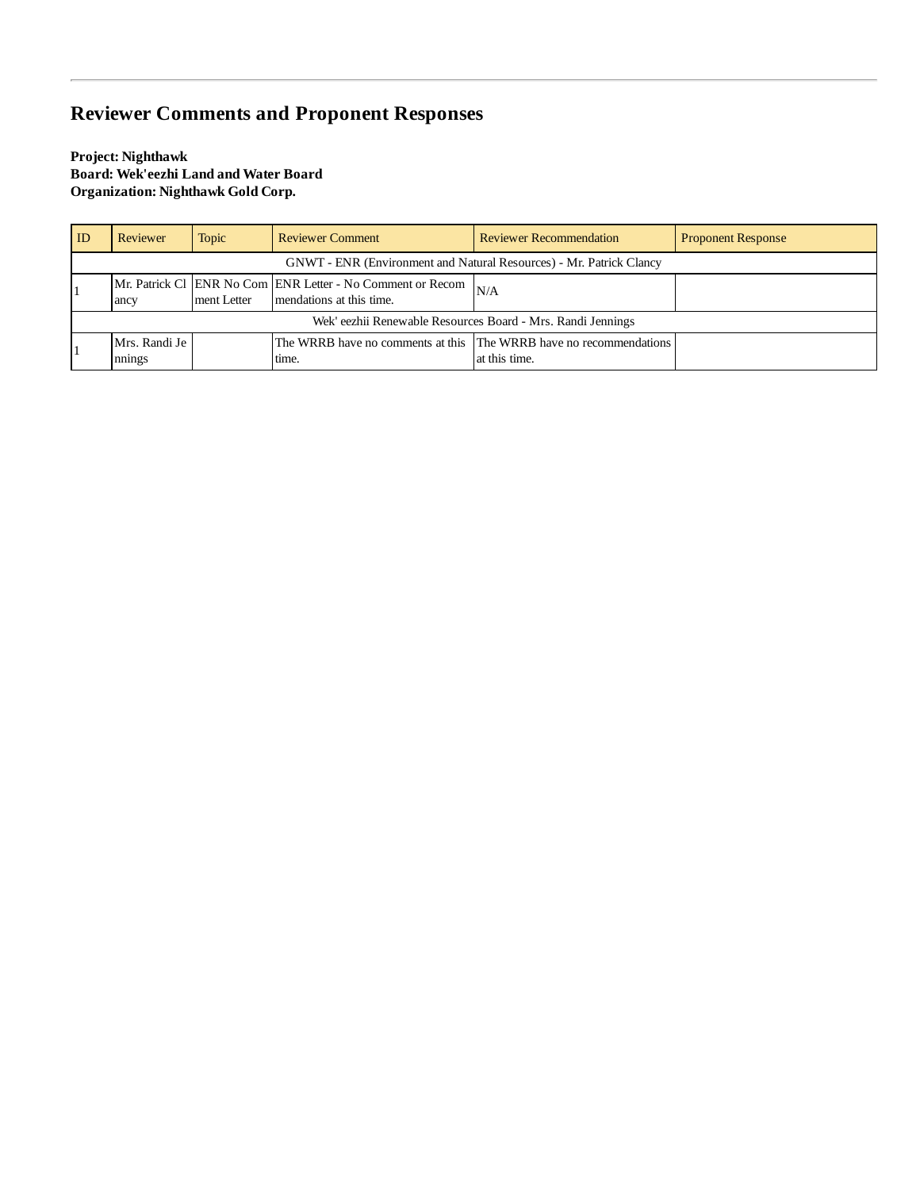# Reviewer Comments and Proponent Responses

**Project: Nighthawk**
**Board: Wek'eezhi Land and Water Board**
**Organization: Nighthawk Gold Corp.**

| ID | Reviewer | Topic | Reviewer Comment | Reviewer Recommendation | Proponent Response |
|---|---|---|---|---|---|
| GNWT - ENR (Environment and Natural Resources) - Mr. Patrick Clancy | | | | | |
| 1 | Mr. Patrick Clancy | ENR No Comment Letter | ENR Letter - No Comment or Recommendations at this time. | N/A | |
| Wek' eezhii Renewable Resources Board - Mrs. Randi Jennings | | | | | |
| 1 | Mrs. Randi Jennings | | The WRRB have no comments at this time. | The WRRB have no recommendations at this time. | |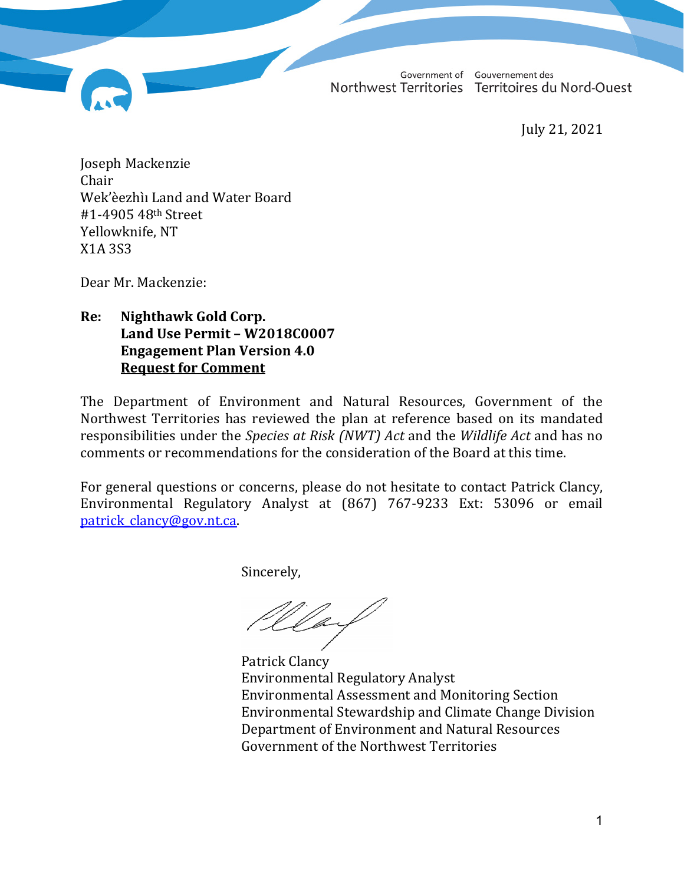Government of Northwest Territories
Gouvernement des Territoires du Nord-Ouest

July 21, 2021

Joseph Mackenzie
Chair
Wek'èezhìı Land and Water Board
#1-4905 48th Street
Yellowknife, NT
X1A 3S3

Dear Mr. Mackenzie:

**Re: Nighthawk Gold Corp.**
**Land Use Permit – W2018C0007**
**Engagement Plan Version 4.0**
**Request for Comment**

The Department of Environment and Natural Resources, Government of the Northwest Territories has reviewed the plan at reference based on its mandated responsibilities under the *Species at Risk (NWT) Act* and the *Wildlife Act* and has no comments or recommendations for the consideration of the Board at this time.

For general questions or concerns, please do not hesitate to contact Patrick Clancy, Environmental Regulatory Analyst at (867) 767-9233 Ext: 53096 or email patrick_clancy@gov.nt.ca.

Sincerely,

Patrick Clancy
Environmental Regulatory Analyst
Environmental Assessment and Monitoring Section
Environmental Stewardship and Climate Change Division
Department of Environment and Natural Resources
Government of the Northwest Territories